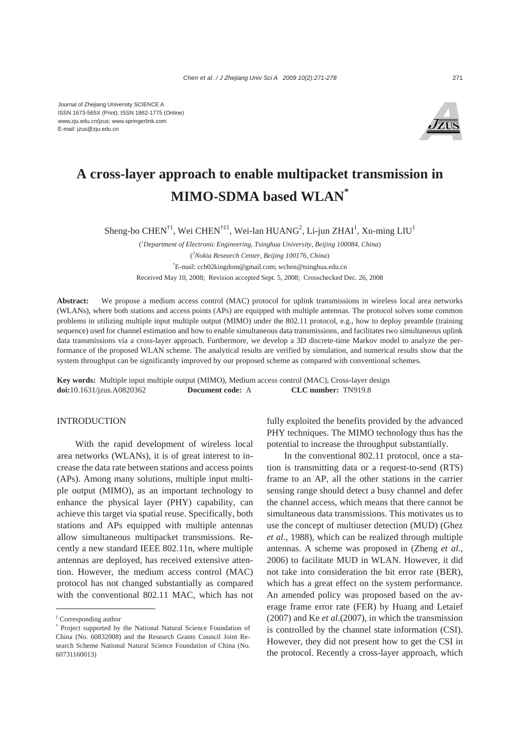Journal of Zhejiang University SCIENCE A
ISSN 1673-565X (Print); ISSN 1862-1775 (Online)
www.zju.edu.cn/jzus; www.springerlink.com
E-mail: jzus@zju.edu.cn

# A cross-layer approach to enable multipacket transmission in MIMO-SDMA based WLAN*

Sheng-bo CHEN[†1], Wei CHEN[†‡1], Wei-lan HUANG[2], Li-jun ZHAI[1], Xu-ming LIU[1]

([1]*Department of Electronic Engineering, Tsinghua University, Beijing 100084, China*)

([2]*Nokia Research Center, Beijing 100176, China*)

[†]E-mail: ccb02kingdom@gmail.com; wchen@tsinghua.edu.cn

Received May 10, 2008; Revision accepted Sept. 5, 2008; Crosschecked Dec. 26, 2008

**Abstract:** We propose a medium access control (MAC) protocol for uplink transmissions in wireless local area networks (WLANs), where both stations and access points (APs) are equipped with multiple antennas. The protocol solves some common problems in utilizing multiple input multiple output (MIMO) under the 802.11 protocol, e.g., how to deploy preamble (training sequence) used for channel estimation and how to enable simultaneous data transmissions, and facilitates two simultaneous uplink data transmissions via a cross-layer approach. Furthermore, we develop a 3D discrete-time Markov model to analyze the performance of the proposed WLAN scheme. The analytical results are verified by simulation, and numerical results show that the system throughput can be significantly improved by our proposed scheme as compared with conventional schemes.

**Key words:** Multiple input multiple output (MIMO), Medium access control (MAC), Cross-layer design
**doi:**10.1631/jzus.A0820362 **Document code:** A **CLC number:** TN919.8

## INTRODUCTION

With the rapid development of wireless local area networks (WLANs), it is of great interest to increase the data rate between stations and access points (APs). Among many solutions, multiple input multiple output (MIMO), as an important technology to enhance the physical layer (PHY) capability, can achieve this target via spatial reuse. Specifically, both stations and APs equipped with multiple antennas allow simultaneous multipacket transmissions. Recently a new standard IEEE 802.11n, where multiple antennas are deployed, has received extensive attention. However, the medium access control (MAC) protocol has not changed substantially as compared with the conventional 802.11 MAC, which has not fully exploited the benefits provided by the advanced PHY techniques. The MIMO technology thus has the potential to increase the throughput substantially.

In the conventional 802.11 protocol, once a station is transmitting data or a request-to-send (RTS) frame to an AP, all the other stations in the carrier sensing range should detect a busy channel and defer the channel access, which means that there cannot be simultaneous data transmissions. This motivates us to use the concept of multiuser detection (MUD) (Ghez *et al*., 1988), which can be realized through multiple antennas. A scheme was proposed in (Zheng *et al*., 2006) to facilitate MUD in WLAN. However, it did not take into consideration the bit error rate (BER), which has a great effect on the system performance. An amended policy was proposed based on the average frame error rate (FER) by Huang and Letaief (2007) and Ke *et al.*(2007), in which the transmission is controlled by the channel state information (CSI). However, they did not present how to get the CSI in the protocol. Recently a cross-layer approach, which

---

[‡] Corresponding author

[*] Project supported by the National Natural Science Foundation of China (No. 60832008) and the Research Grants Council Joint Research Scheme National Natural Science Foundation of China (No. 60731160013)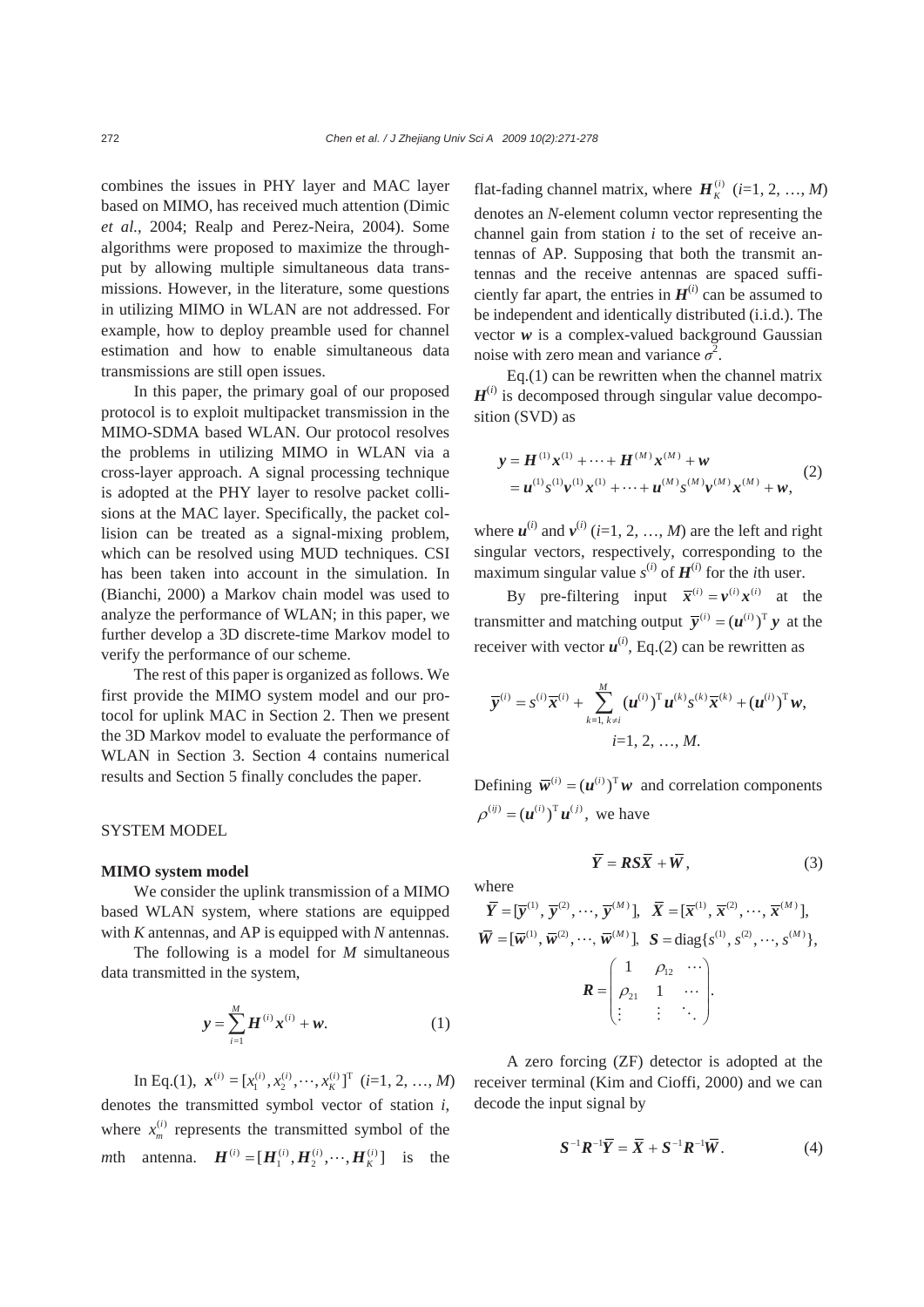combines the issues in PHY layer and MAC layer based on MIMO, has received much attention (Dimic *et al.*, 2004; Realp and Perez-Neira, 2004). Some algorithms were proposed to maximize the throughput by allowing multiple simultaneous data transmissions. However, in the literature, some questions in utilizing MIMO in WLAN are not addressed. For example, how to deploy preamble used for channel estimation and how to enable simultaneous data transmissions are still open issues.

In this paper, the primary goal of our proposed protocol is to exploit multipacket transmission in the MIMO-SDMA based WLAN. Our protocol resolves the problems in utilizing MIMO in WLAN via a cross-layer approach. A signal processing technique is adopted at the PHY layer to resolve packet collisions at the MAC layer. Specifically, the packet collision can be treated as a signal-mixing problem, which can be resolved using MUD techniques. CSI has been taken into account in the simulation. In (Bianchi, 2000) a Markov chain model was used to analyze the performance of WLAN; in this paper, we further develop a 3D discrete-time Markov model to verify the performance of our scheme.

The rest of this paper is organized as follows. We first provide the MIMO system model and our protocol for uplink MAC in Section 2. Then we present the 3D Markov model to evaluate the performance of WLAN in Section 3. Section 4 contains numerical results and Section 5 finally concludes the paper.

## SYSTEM MODEL

### MIMO system model

We consider the uplink transmission of a MIMO based WLAN system, where stations are equipped with $K$ antennas, and AP is equipped with $N$ antennas.

The following is a model for $M$ simultaneous data transmitted in the system,

$$\boldsymbol{y}=\sum_{i=1}^{M}\boldsymbol{H}^{(i)}\boldsymbol{x}^{(i)}+\boldsymbol{w}. \tag{1}$$

In Eq.(1), $\boldsymbol{x}^{(i)}=[x_1^{(i)},x_2^{(i)},\cdots,x_K^{(i)}]^{\mathrm{T}}$ ($i$=1, 2, …, $M$) denotes the transmitted symbol vector of station $i$, where $x_m^{(i)}$ represents the transmitted symbol of the $m$th antenna. $\boldsymbol{H}^{(i)}=[\boldsymbol{H}_1^{(i)},\boldsymbol{H}_2^{(i)},\cdots,\boldsymbol{H}_K^{(i)}]$ is the flat-fading channel matrix, where $\boldsymbol{H}_K^{(i)}$ ($i$=1, 2, …, $M$) denotes an $N$-element column vector representing the channel gain from station $i$ to the set of receive antennas of AP. Supposing that both the transmit antennas and the receive antennas are spaced sufficiently far apart, the entries in $\boldsymbol{H}^{(i)}$ can be assumed to be independent and identically distributed (i.i.d.). The vector $\boldsymbol{w}$ is a complex-valued background Gaussian noise with zero mean and variance $\sigma^2$.

Eq.(1) can be rewritten when the channel matrix $\boldsymbol{H}^{(i)}$ is decomposed through singular value decomposition (SVD) as

$$\begin{aligned}\boldsymbol{y}&=\boldsymbol{H}^{(1)}\boldsymbol{x}^{(1)}+\cdots+\boldsymbol{H}^{(M)}\boldsymbol{x}^{(M)}+\boldsymbol{w}\\&=\boldsymbol{u}^{(1)}s^{(1)}\boldsymbol{v}^{(1)}\boldsymbol{x}^{(1)}+\cdots+\boldsymbol{u}^{(M)}s^{(M)}\boldsymbol{v}^{(M)}\boldsymbol{x}^{(M)}+\boldsymbol{w},\end{aligned} \tag{2}$$

where $\boldsymbol{u}^{(i)}$ and $\boldsymbol{v}^{(i)}$ ($i$=1, 2, …, $M$) are the left and right singular vectors, respectively, corresponding to the maximum singular value $s^{(i)}$ of $\boldsymbol{H}^{(i)}$ for the $i$th user.

By pre-filtering input $\overline{\boldsymbol{x}}^{(i)}=\boldsymbol{v}^{(i)}\boldsymbol{x}^{(i)}$ at the transmitter and matching output $\overline{\boldsymbol{y}}^{(i)}=(\boldsymbol{u}^{(i)})^{\mathrm{T}}\boldsymbol{y}$ at the receiver with vector $\boldsymbol{u}^{(i)}$, Eq.(2) can be rewritten as

$$\overline{\boldsymbol{y}}^{(i)}=s^{(i)}\overline{\boldsymbol{x}}^{(i)}+\sum_{k=1,\,k\neq i}^{M}(\boldsymbol{u}^{(i)})^{\mathrm{T}}\boldsymbol{u}^{(k)}s^{(k)}\overline{\boldsymbol{x}}^{(k)}+(\boldsymbol{u}^{(i)})^{\mathrm{T}}\boldsymbol{w},\quad i=1,2,\ldots,M.$$

Defining $\overline{\boldsymbol{w}}^{(i)}=(\boldsymbol{u}^{(i)})^{\mathrm{T}}\boldsymbol{w}$ and correlation components $\rho^{(ij)}=(\boldsymbol{u}^{(i)})^{\mathrm{T}}\boldsymbol{u}^{(j)}$, we have

$$\overline{\boldsymbol{Y}}=\boldsymbol{R}\boldsymbol{S}\overline{\boldsymbol{X}}+\overline{\boldsymbol{W}}, \tag{3}$$

where

$$\overline{\boldsymbol{Y}}=[\overline{\boldsymbol{y}}^{(1)},\overline{\boldsymbol{y}}^{(2)},\cdots,\overline{\boldsymbol{y}}^{(M)}],\quad \overline{\boldsymbol{X}}=[\overline{\boldsymbol{x}}^{(1)},\overline{\boldsymbol{x}}^{(2)},\cdots,\overline{\boldsymbol{x}}^{(M)}],$$

$$\overline{\boldsymbol{W}}=[\overline{\boldsymbol{w}}^{(1)},\overline{\boldsymbol{w}}^{(2)},\cdots,\overline{\boldsymbol{w}}^{(M)}],\quad \boldsymbol{S}=\mathrm{diag}\{s^{(1)},s^{(2)},\cdots,s^{(M)}\},$$

$$\boldsymbol{R}=\begin{pmatrix}1 & \rho_{12} & \cdots\\ \rho_{21} & 1 & \cdots\\ \vdots & \vdots & \ddots\end{pmatrix}.$$

A zero forcing (ZF) detector is adopted at the receiver terminal (Kim and Cioffi, 2000) and we can decode the input signal by

$$\boldsymbol{S}^{-1}\boldsymbol{R}^{-1}\overline{\boldsymbol{Y}}=\overline{\boldsymbol{X}}+\boldsymbol{S}^{-1}\boldsymbol{R}^{-1}\overline{\boldsymbol{W}}. \tag{4}$$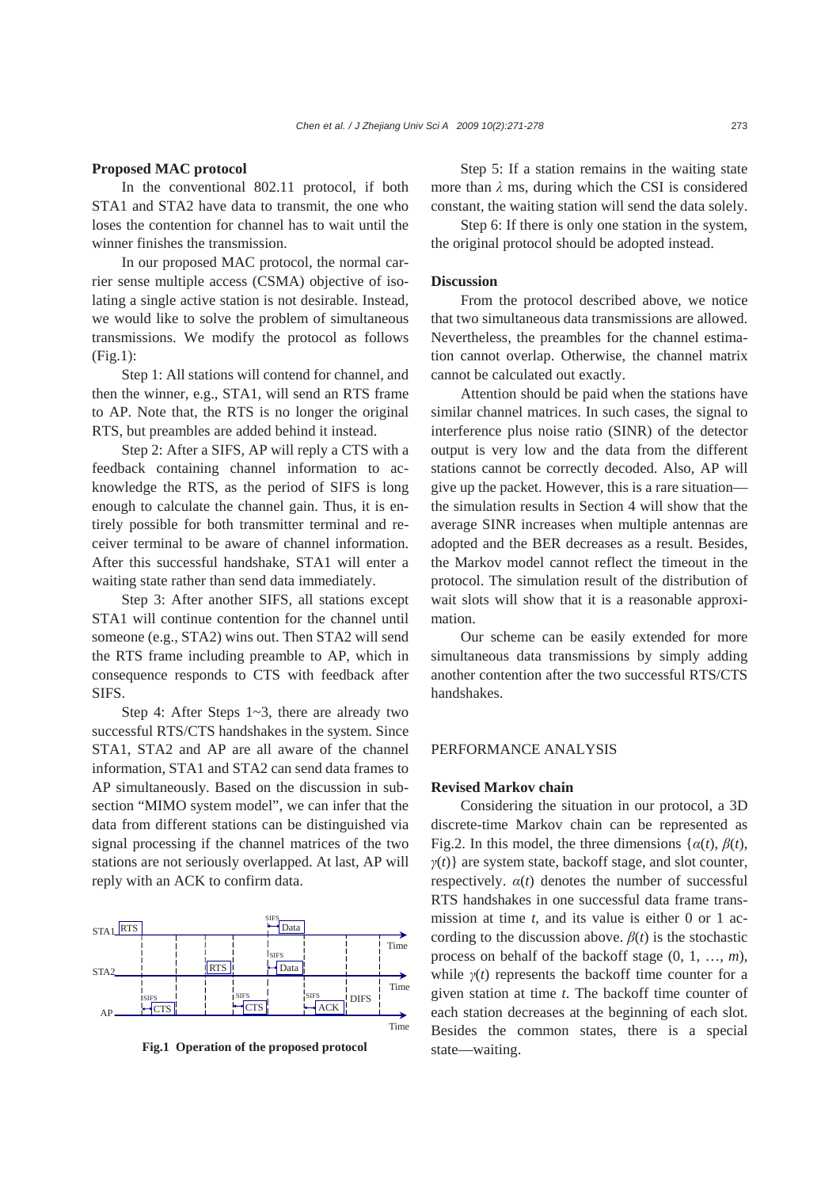### Proposed MAC protocol

In the conventional 802.11 protocol, if both STA1 and STA2 have data to transmit, the one who loses the contention for channel has to wait until the winner finishes the transmission.

In our proposed MAC protocol, the normal carrier sense multiple access (CSMA) objective of isolating a single active station is not desirable. Instead, we would like to solve the problem of simultaneous transmissions. We modify the protocol as follows (Fig.1):

Step 1: All stations will contend for channel, and then the winner, e.g., STA1, will send an RTS frame to AP. Note that, the RTS is no longer the original RTS, but preambles are added behind it instead.

Step 2: After a SIFS, AP will reply a CTS with a feedback containing channel information to acknowledge the RTS, as the period of SIFS is long enough to calculate the channel gain. Thus, it is entirely possible for both transmitter terminal and receiver terminal to be aware of channel information. After this successful handshake, STA1 will enter a waiting state rather than send data immediately.

Step 3: After another SIFS, all stations except STA1 will continue contention for the channel until someone (e.g., STA2) wins out. Then STA2 will send the RTS frame including preamble to AP, which in consequence responds to CTS with feedback after SIFS.

Step 4: After Steps 1~3, there are already two successful RTS/CTS handshakes in the system. Since STA1, STA2 and AP are all aware of the channel information, STA1 and STA2 can send data frames to AP simultaneously. Based on the discussion in subsection "MIMO system model", we can infer that the data from different stations can be distinguished via signal processing if the channel matrices of the two stations are not seriously overlapped. At last, AP will reply with an ACK to confirm data.

Fig.1 Operation of the proposed protocol

Step 5: If a station remains in the waiting state more than $\lambda$ ms, during which the CSI is considered constant, the waiting station will send the data solely.

Step 6: If there is only one station in the system, the original protocol should be adopted instead.

### Discussion

From the protocol described above, we notice that two simultaneous data transmissions are allowed. Nevertheless, the preambles for the channel estimation cannot overlap. Otherwise, the channel matrix cannot be calculated out exactly.

Attention should be paid when the stations have similar channel matrices. In such cases, the signal to interference plus noise ratio (SINR) of the detector output is very low and the data from the different stations cannot be correctly decoded. Also, AP will give up the packet. However, this is a rare situation—the simulation results in Section 4 will show that the average SINR increases when multiple antennas are adopted and the BER decreases as a result. Besides, the Markov model cannot reflect the timeout in the protocol. The simulation result of the distribution of wait slots will show that it is a reasonable approximation.

Our scheme can be easily extended for more simultaneous data transmissions by simply adding another contention after the two successful RTS/CTS handshakes.

## PERFORMANCE ANALYSIS

### Revised Markov chain

Considering the situation in our protocol, a 3D discrete-time Markov chain can be represented as Fig.2. In this model, the three dimensions $\{\alpha(t), \beta(t), \gamma(t)\}$ are system state, backoff stage, and slot counter, respectively. $\alpha(t)$ denotes the number of successful RTS handshakes in one successful data frame transmission at time $t$, and its value is either 0 or 1 according to the discussion above. $\beta(t)$ is the stochastic process on behalf of the backoff stage $(0, 1, \ldots, m)$, while $\gamma(t)$ represents the backoff time counter for a given station at time $t$. The backoff time counter of each station decreases at the beginning of each slot. Besides the common states, there is a special state—waiting.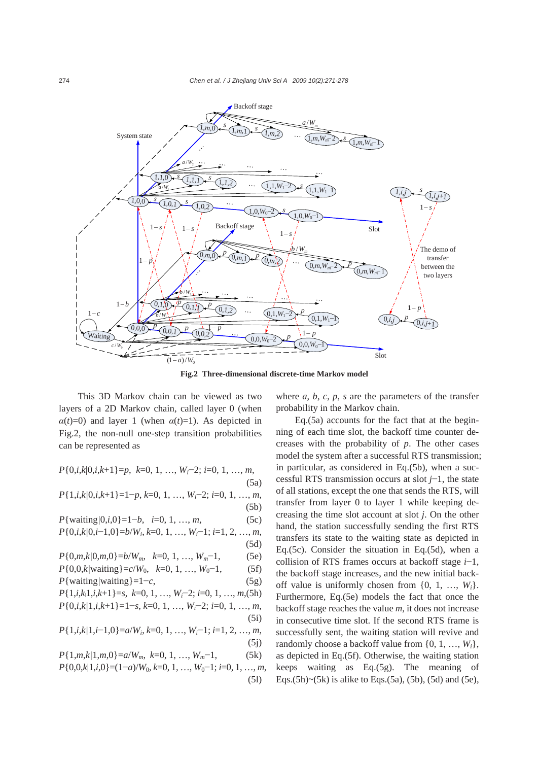**Fig.2 Three-dimensional discrete-time Markov model**

This 3D Markov chain can be viewed as two layers of a 2D Markov chain, called layer 0 (when $\alpha(t)=0$) and layer 1 (when $\alpha(t)=1$). As depicted in Fig.2, the non-null one-step transition probabilities can be represented as

$$P\{0,i,k|0,i,k+1\}=p,\ k=0, 1, \ldots, W_i-2;\ i=0, 1, \ldots, m, \tag{5a}$$

$$P\{1,i,k|0,i,k+1\}=1-p,\ k=0, 1, \ldots, W_i-2;\ i=0, 1, \ldots, m, \tag{5b}$$

$$P\{\text{waiting}|0,i,0\}=1-b,\ \ i=0, 1, \ldots, m, \tag{5c}$$

$$P\{0,i,k|0,i-1,0\}=b/W_i,\ k=0, 1, \ldots, W_i-1;\ i=1, 2, \ldots, m, \tag{5d}$$

$$P\{0,m,k|0,m,0\}=b/W_m,\ \ k=0, 1, \ldots, W_m-1, \tag{5e}$$

$$P\{0,0,k|\text{waiting}\}=c/W_0,\ \ k=0, 1, \ldots, W_0-1, \tag{5f}$$

$$P\{\text{waiting}|\text{waiting}\}=1-c, \tag{5g}$$

$$P\{1,i,k|1,i,k+1\}=s,\ k=0, 1, \ldots, W_i-2;\ i=0, 1, \ldots, m, \tag{5h}$$

$$P\{0,i,k|1,i,k+1\}=1-s,\ k=0, 1, \ldots, W_i-2;\ i=0, 1, \ldots, m, \tag{5i}$$

$$P\{1,i,k|1,i-1,0\}=a/W_i,\ k=0, 1, \ldots, W_i-1;\ i=1, 2, \ldots, m, \tag{5j}$$

$$P\{1,m,k|1,m,0\}=a/W_m,\ \ k=0, 1, \ldots, W_m-1, \tag{5k}$$

$$P\{0,0,k|1,i,0\}=(1-a)/W_0,\ k=0, 1, \ldots, W_0-1;\ i=0, 1, \ldots, m, \tag{5l}$$

where $a$, $b$, $c$, $p$, $s$ are the parameters of the transfer probability in the Markov chain.

Eq.(5a) accounts for the fact that at the beginning of each time slot, the backoff time counter decreases with the probability of $p$. The other cases model the system after a successful RTS transmission; in particular, as considered in Eq.(5b), when a successful RTS transmission occurs at slot $j-1$, the state of all stations, except the one that sends the RTS, will transfer from layer 0 to layer 1 while keeping decreasing the time slot account at slot $j$. On the other hand, the station successfully sending the first RTS transfers its state to the waiting state as depicted in Eq.(5c). Consider the situation in Eq.(5d), when a collision of RTS frames occurs at backoff stage $i-1$, the backoff stage increases, and the new initial backoff value is uniformly chosen from $\{0, 1, \ldots, W_i\}$. Furthermore, Eq.(5e) models the fact that once the backoff stage reaches the value $m$, it does not increase in consecutive time slot. If the second RTS frame is successfully sent, the waiting station will revive and randomly choose a backoff value from $\{0, 1, \ldots, W_i\}$, as depicted in Eq.(5f). Otherwise, the waiting station keeps waiting as Eq.(5g). The meaning of Eqs.(5h)~(5k) is alike to Eqs.(5a), (5b), (5d) and (5e),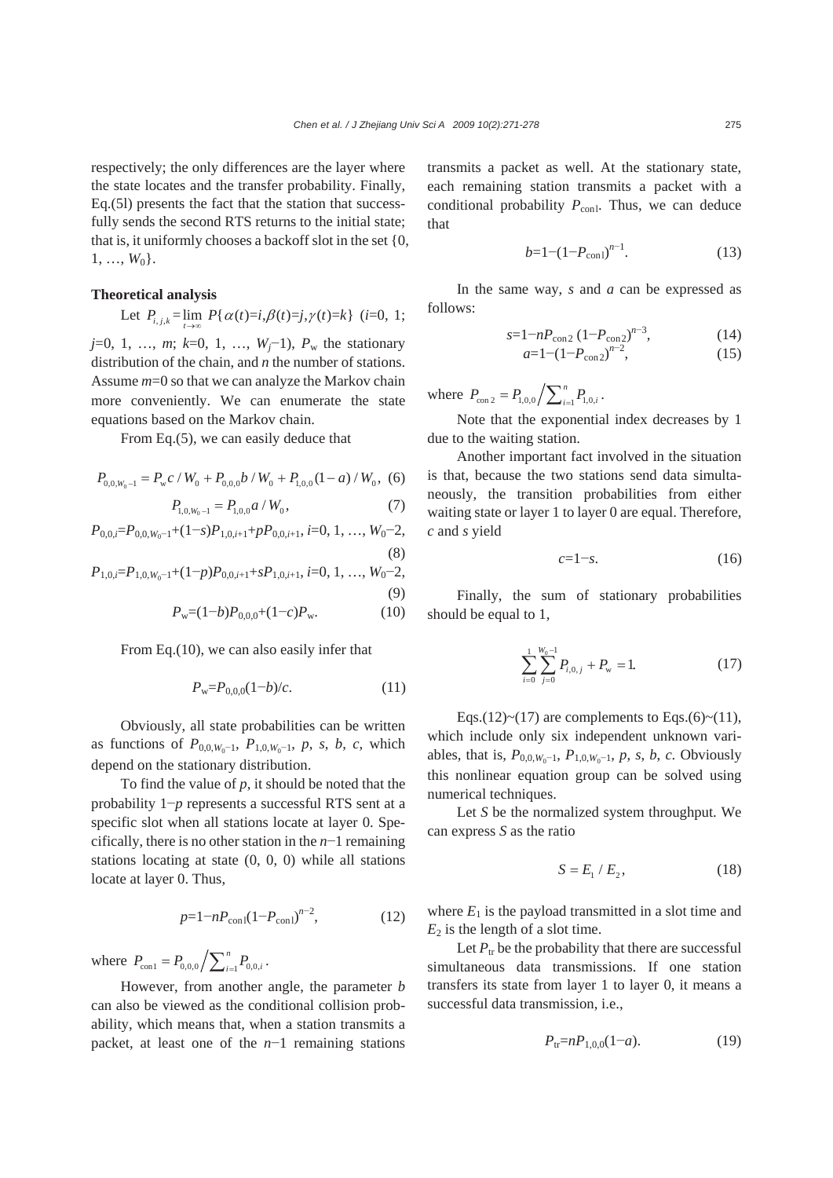respectively; the only differences are the layer where the state locates and the transfer probability. Finally, Eq.(5l) presents the fact that the station that successfully sends the second RTS returns to the initial state; that is, it uniformly chooses a backoff slot in the set $\{0, 1, \ldots, W_0\}$.

**Theoretical analysis**

Let $P_{i,j,k}=\lim_{t\to\infty} P\{\alpha(t)=i, \beta(t)=j, \gamma(t)=k\}$ ($i$=0, 1; $j$=0, 1, …, $m$; $k$=0, 1, …, $W_j-1$), $P_{\mathrm{w}}$ the stationary distribution of the chain, and $n$ the number of stations. Assume $m$=0 so that we can analyze the Markov chain more conveniently. We can enumerate the state equations based on the Markov chain.

From Eq.(5), we can easily deduce that

$$P_{0,0,W_0-1}=P_{\mathrm{w}}c/W_0+P_{0,0,0}b/W_0+P_{1,0,0}(1-a)/W_0, \quad (6)$$

$$P_{1,0,W_0-1}=P_{1,0,0}a/W_0, \quad (7)$$

$$P_{0,0,i}=P_{0,0,W_0-1}+(1-s)P_{1,0,i+1}+pP_{0,0,i+1},\ i=0, 1, \ldots, W_0-2, \quad (8)$$

$$P_{1,0,i}=P_{1,0,W_0-1}+(1-p)P_{0,0,i+1}+sP_{1,0,i+1},\ i=0, 1, \ldots, W_0-2, \quad (9)$$

$$P_{\mathrm{w}}=(1-b)P_{0,0,0}+(1-c)P_{\mathrm{w}}. \quad (10)$$

From Eq.(10), we can also easily infer that

$$P_{\mathrm{w}}=P_{0,0,0}(1-b)/c. \quad (11)$$

Obviously, all state probabilities can be written as functions of $P_{0,0,W_0-1}$, $P_{1,0,W_0-1}$, $p$, $s$, $b$, $c$, which depend on the stationary distribution.

To find the value of $p$, it should be noted that the probability $1-p$ represents a successful RTS sent at a specific slot when all stations locate at layer 0. Specifically, there is no other station in the $n-1$ remaining stations locating at state (0, 0, 0) while all stations locate at layer 0. Thus,

$$p=1-nP_{\mathrm{con1}}(1-P_{\mathrm{con1}})^{n-2}, \quad (12)$$

where $P_{\mathrm{con1}}=P_{0,0,0}\Big/\sum_{i=1}^{n}P_{0,0,i}$.

However, from another angle, the parameter $b$ can also be viewed as the conditional collision probability, which means that, when a station transmits a packet, at least one of the $n-1$ remaining stations transmits a packet as well. At the stationary state, each remaining station transmits a packet with a conditional probability $P_{\mathrm{con1}}$. Thus, we can deduce that

$$b=1-(1-P_{\mathrm{con1}})^{n-1}. \quad (13)$$

In the same way, $s$ and $a$ can be expressed as follows:

$$s=1-nP_{\mathrm{con2}}(1-P_{\mathrm{con2}})^{n-3}, \quad (14)$$

$$a=1-(1-P_{\mathrm{con2}})^{n-2}, \quad (15)$$

where $P_{\mathrm{con2}}=P_{1,0,0}\Big/\sum_{i=1}^{n}P_{1,0,i}$.

Note that the exponential index decreases by 1 due to the waiting station.

Another important fact involved in the situation is that, because the two stations send data simultaneously, the transition probabilities from either waiting state or layer 1 to layer 0 are equal. Therefore, $c$ and $s$ yield

$$c=1-s. \quad (16)$$

Finally, the sum of stationary probabilities should be equal to 1,

$$\sum_{i=0}^{1}\sum_{j=0}^{W_0-1}P_{i,0,j}+P_{\mathrm{w}}=1. \quad (17)$$

Eqs.(12)~(17) are complements to Eqs.(6)~(11), which include only six independent unknown variables, that is, $P_{0,0,W_0-1}$, $P_{1,0,W_0-1}$, $p$, $s$, $b$, $c$. Obviously this nonlinear equation group can be solved using numerical techniques.

Let $S$ be the normalized system throughput. We can express $S$ as the ratio

$$S=E_1/E_2, \quad (18)$$

where $E_1$ is the payload transmitted in a slot time and $E_2$ is the length of a slot time.

Let $P_{\mathrm{tr}}$ be the probability that there are successful simultaneous data transmissions. If one station transfers its state from layer 1 to layer 0, it means a successful data transmission, i.e.,

$$P_{\mathrm{tr}}=nP_{1,0,0}(1-a). \quad (19)$$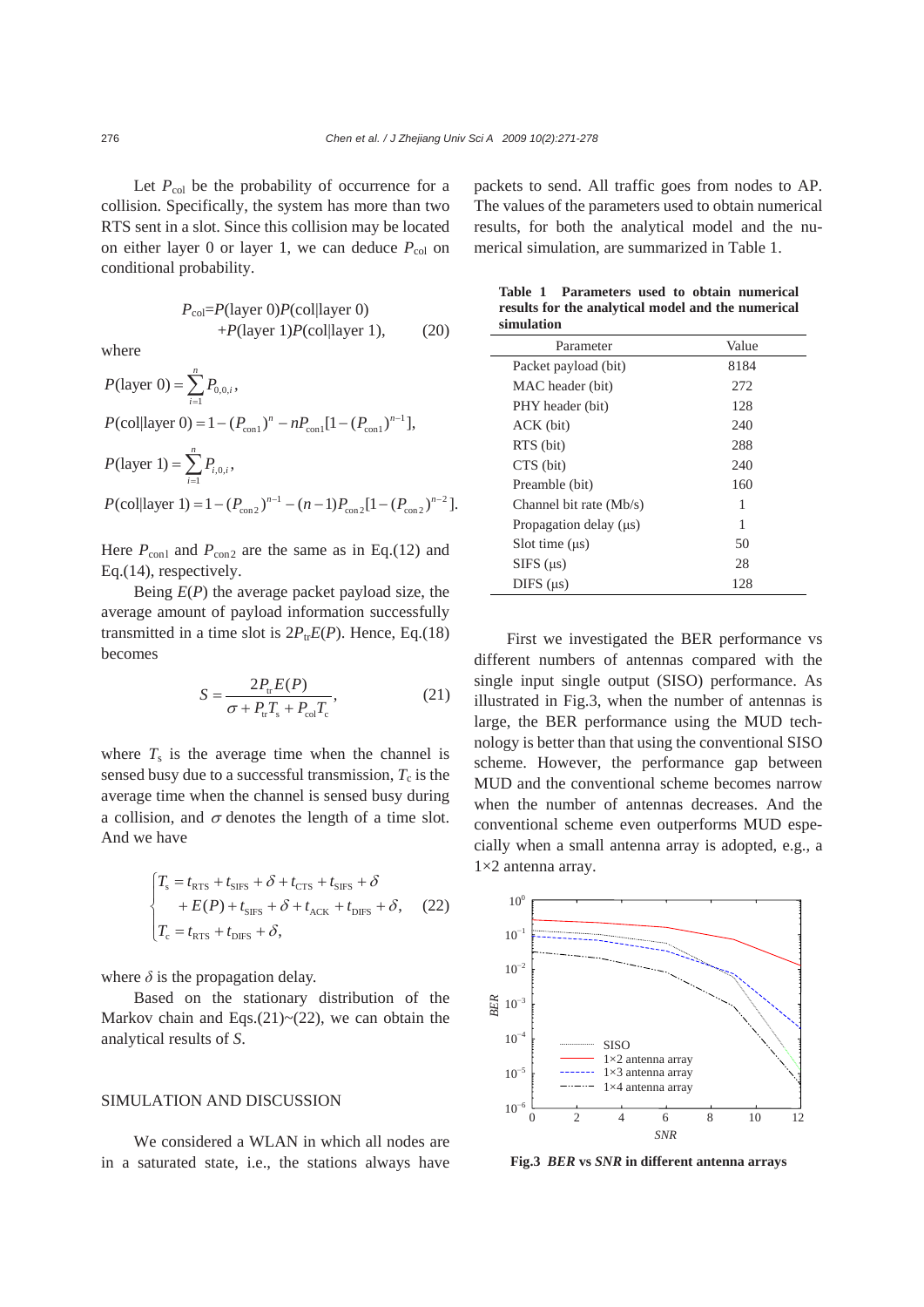Let $P_{col}$ be the probability of occurrence for a collision. Specifically, the system has more than two RTS sent in a slot. Since this collision may be located on either layer 0 or layer 1, we can deduce $P_{col}$ on conditional probability.

$$P_{col}=P(\text{layer } 0)P(\text{col}|\text{layer } 0) + P(\text{layer } 1)P(\text{col}|\text{layer } 1), \quad (20)$$

where

$$P(\text{layer } 0) = \sum_{i=1}^{n} P_{0,0,i},$$

$$P(\text{col}|\text{layer } 0) = 1-(P_{con1})^n - nP_{con1}[1-(P_{con1})^{n-1}],$$

$$P(\text{layer } 1) = \sum_{i=1}^{n} P_{i,0,i},$$

$$P(\text{col}|\text{layer } 1) = 1-(P_{con2})^{n-1} - (n-1)P_{con2}[1-(P_{con2})^{n-2}].$$

Here $P_{con1}$ and $P_{con2}$ are the same as in Eq.(12) and Eq.(14), respectively.

Being $E(P)$ the average packet payload size, the average amount of payload information successfully transmitted in a time slot is $2P_{tr}E(P)$. Hence, Eq.(18) becomes

$$S = \frac{2P_{tr}E(P)}{\sigma + P_{tr}T_s + P_{col}T_c}, \quad (21)$$

where $T_s$ is the average time when the channel is sensed busy due to a successful transmission, $T_c$ is the average time when the channel is sensed busy during a collision, and $\sigma$ denotes the length of a time slot. And we have

$$\begin{cases} T_s = t_{RTS} + t_{SIFS} + \delta + t_{CTS} + t_{SIFS} + \delta \\ \quad + E(P) + t_{SIFS} + \delta + t_{ACK} + t_{DIFS} + \delta, \\ T_c = t_{RTS} + t_{DIFS} + \delta, \end{cases} \quad (22)$$

where $\delta$ is the propagation delay.

Based on the stationary distribution of the Markov chain and Eqs.(21)~(22), we can obtain the analytical results of $S$.

## SIMULATION AND DISCUSSION

We considered a WLAN in which all nodes are in a saturated state, i.e., the stations always have packets to send. All traffic goes from nodes to AP. The values of the parameters used to obtain numerical results, for both the analytical model and the numerical simulation, are summarized in Table 1.

**Table 1 Parameters used to obtain numerical results for the analytical model and the numerical simulation**

| Parameter | Value |
|---|---|
| Packet payload (bit) | 8184 |
| MAC header (bit) | 272 |
| PHY header (bit) | 128 |
| ACK (bit) | 240 |
| RTS (bit) | 288 |
| CTS (bit) | 240 |
| Preamble (bit) | 160 |
| Channel bit rate (Mb/s) | 1 |
| Propagation delay (μs) | 1 |
| Slot time (μs) | 50 |
| SIFS (μs) | 28 |
| DIFS (μs) | 128 |

First we investigated the BER performance vs different numbers of antennas compared with the single input single output (SISO) performance. As illustrated in Fig.3, when the number of antennas is large, the BER performance using the MUD technology is better than that using the conventional SISO scheme. However, the performance gap between MUD and the conventional scheme become narrow when the number of antennas decreases. And the conventional scheme even outperforms MUD especially when a small antenna array is adopted, e.g., a 1×2 antenna array.

**Fig.3 *BER* vs *SNR* in different antenna arrays**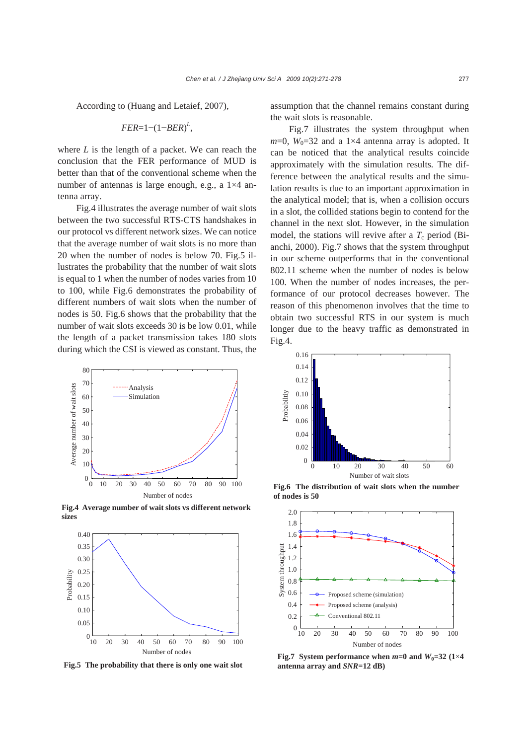According to (Huang and Letaief, 2007),

$$FER=1-(1-BER)^{L},$$

where $L$ is the length of a packet. We can reach the conclusion that the FER performance of MUD is better than that of the conventional scheme when the number of antennas is large enough, e.g., a 1×4 antenna array.

Fig.4 illustrates the average number of wait slots between the two successful RTS-CTS handshakes in our protocol vs different network sizes. We can notice that the average number of wait slots is no more than 20 when the number of nodes is below 70. Fig.5 illustrates the probability that the number of wait slots is equal to 1 when the number of nodes varies from 10 to 100, while Fig.6 demonstrates the probability of different numbers of wait slots when the number of nodes is 50. Fig.6 shows that the probability that the number of wait slots exceeds 30 is be low 0.01, while the length of a packet transmission takes 180 slots during which the CSI is viewed as constant. Thus, the assumption that the channel remains constant during the wait slots is reasonable.

Fig.7 illustrates the system throughput when $m$=0, $W_0$=32 and a 1×4 antenna array is adopted. It can be noticed that the analytical results coincide approximately with the simulation results. The difference between the analytical results and the simulation results is due to an important approximation in the analytical model; that is, when a collision occurs in a slot, the collided stations begin to contend for the channel in the next slot. However, in the simulation model, the stations will revive after a $T_c$ period (Bianchi, 2000). Fig.7 shows that the system throughput in our scheme outperforms that in the conventional 802.11 scheme when the number of nodes is below 100. When the number of nodes increases, the performance of our protocol decreases however. The reason of this phenomenon involves that the time to obtain two successful RTS in our system is much longer due to the heavy traffic as demonstrated in Fig.4.

**Fig.4 Average number of wait slots vs different network sizes**

**Fig.5 The probability that there is only one wait slot**

**Fig.6 The distribution of wait slots when the number of nodes is 50**

**Fig.7 System performance when $m$=0 and $W_0$=32 (1×4 antenna array and $SNR$=12 dB)**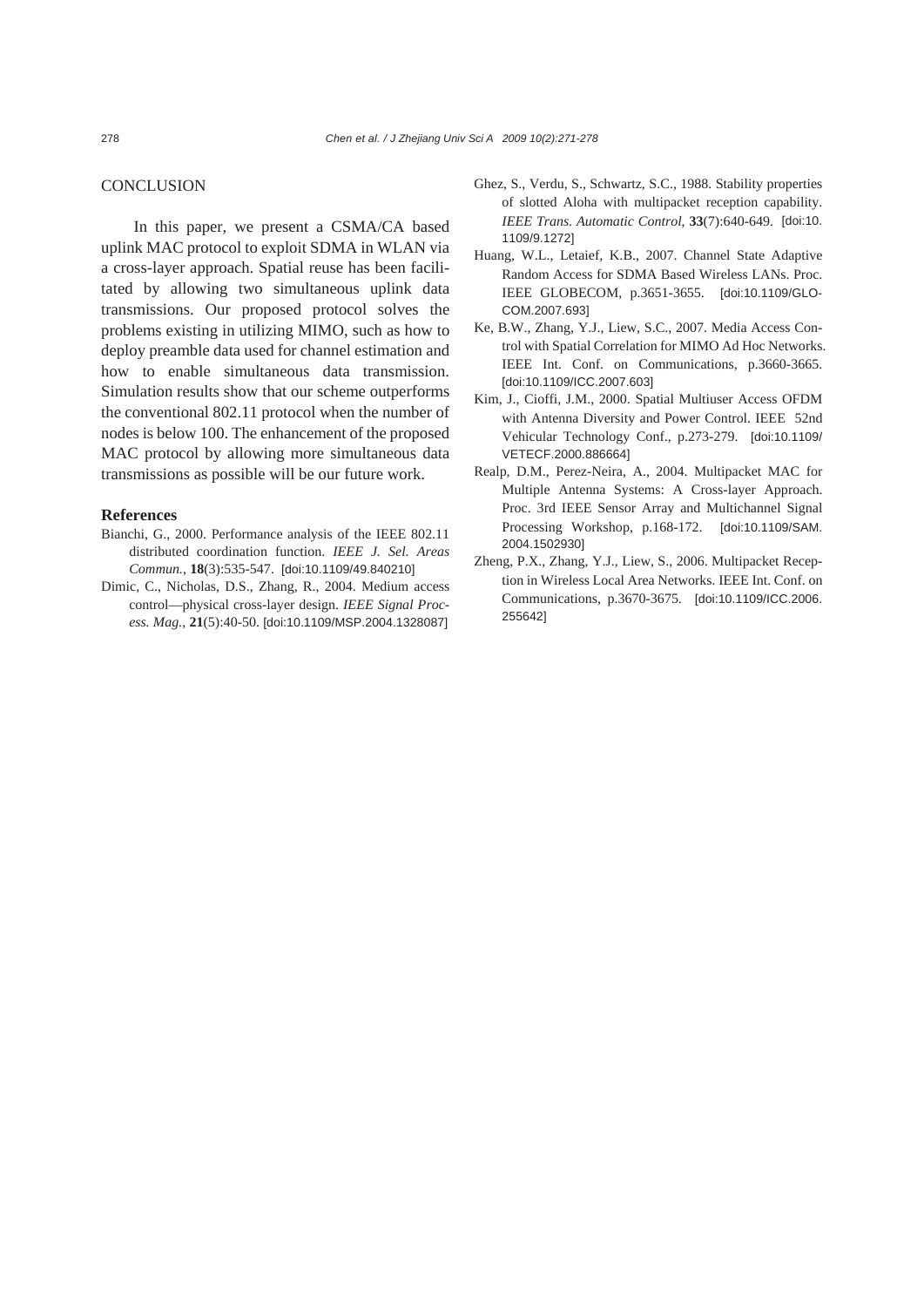## CONCLUSION

In this paper, we present a CSMA/CA based uplink MAC protocol to exploit SDMA in WLAN via a cross-layer approach. Spatial reuse has been facilitated by allowing two simultaneous uplink data transmissions. Our proposed protocol solves the problems existing in utilizing MIMO, such as how to deploy preamble data used for channel estimation and how to enable simultaneous data transmission. Simulation results show that our scheme outperforms the conventional 802.11 protocol when the number of nodes is below 100. The enhancement of the proposed MAC protocol by allowing more simultaneous data transmissions as possible will be our future work.

### References

Bianchi, G., 2000. Performance analysis of the IEEE 802.11 distributed coordination function. *IEEE J. Sel. Areas Commun.*, **18**(3):535-547. [doi:10.1109/49.840210]

Dimic, C., Nicholas, D.S., Zhang, R., 2004. Medium access control—physical cross-layer design. *IEEE Signal Process. Mag.*, **21**(5):40-50. [doi:10.1109/MSP.2004.1328087]

Ghez, S., Verdu, S., Schwartz, S.C., 1988. Stability properties of slotted Aloha with multipacket reception capability. *IEEE Trans. Automatic Control*, **33**(7):640-649. [doi:10.1109/9.1272]

Huang, W.L., Letaief, K.B., 2007. Channel State Adaptive Random Access for SDMA Based Wireless LANs. Proc. IEEE GLOBECOM, p.3651-3655. [doi:10.1109/GLOCOM.2007.693]

Ke, B.W., Zhang, Y.J., Liew, S.C., 2007. Media Access Control with Spatial Correlation for MIMO Ad Hoc Networks. IEEE Int. Conf. on Communications, p.3660-3665. [doi:10.1109/ICC.2007.603]

Kim, J., Cioffi, J.M., 2000. Spatial Multiuser Access OFDM with Antenna Diversity and Power Control. IEEE 52nd Vehicular Technology Conf., p.273-279. [doi:10.1109/VETECF.2000.886664]

Realp, D.M., Perez-Neira, A., 2004. Multipacket MAC for Multiple Antenna Systems: A Cross-layer Approach. Proc. 3rd IEEE Sensor Array and Multichannel Signal Processing Workshop, p.168-172. [doi:10.1109/SAM.2004.1502930]

Zheng, P.X., Zhang, Y.J., Liew, S., 2006. Multipacket Reception in Wireless Local Area Networks. IEEE Int. Conf. on Communications, p.3670-3675. [doi:10.1109/ICC.2006.255642]